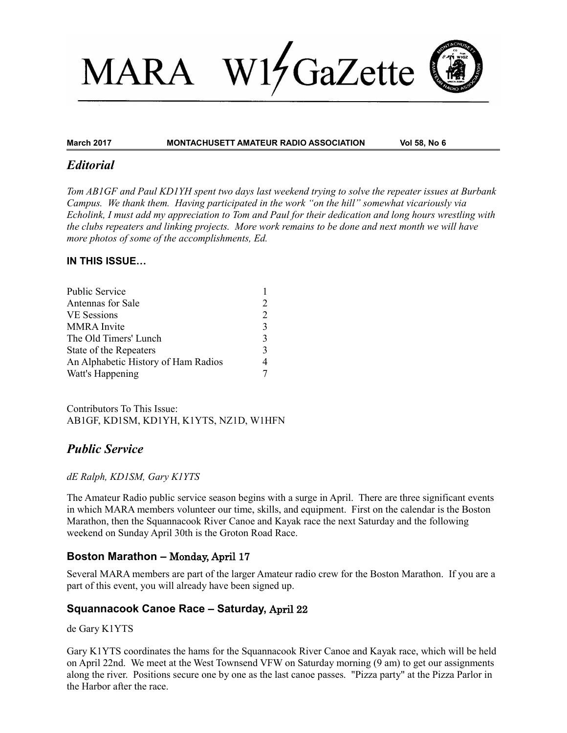// MARA W1GaZette

**March 2017 MONTACHUSETT AMATEUR RADIO ASSOCIATION Vol 58, No 6**

## *Editorial*

*Tom AB1GF and Paul KD1YH spent two days last weekend trying to solve the repeater issues at Burbank Campus. We thank them. Having participated in the work "on the hill" somewhat vicariously via Echolink, I must add my appreciation to Tom and Paul for their dedication and long hours wrestling with the clubs repeaters and linking projects. More work remains to be done and next month we will have more photos of some of the accomplishments, Ed.*

### IN THIS ISSUE…

| | |
|---|---|
| Public Service | 1 |
| Antennas for Sale | 2 |
| VE Sessions | 2 |
| MMRA Invite | 3 |
| The Old Timers' Lunch | 3 |
| State of the Repeaters | 3 |
| An Alphabetic History of Ham Radios | 4 |
| Watt's Happening | 7 |

Contributors To This Issue:
AB1GF, KD1SM, KD1YH, K1YTS, NZ1D, W1HFN

## *Public Service*

*dE Ralph, KD1SM, Gary K1YTS*

The Amateur Radio public service season begins with a surge in April. There are three significant events in which MARA members volunteer our time, skills, and equipment. First on the calendar is the Boston Marathon, then the Squannacook River Canoe and Kayak race the next Saturday and the following weekend on Sunday April 30th is the Groton Road Race.

### Boston Marathon – Monday, April 17

Several MARA members are part of the larger Amateur radio crew for the Boston Marathon. If you are a part of this event, you will already have been signed up.

### Squannacook Canoe Race – Saturday, April 22

de Gary K1YTS

Gary K1YTS coordinates the hams for the Squannacook River Canoe and Kayak race, which will be held on April 22nd. We meet at the West Townsend VFW on Saturday morning (9 am) to get our assignments along the river. Positions secure one by one as the last canoe passes. "Pizza party" at the Pizza Parlor in the Harbor after the race.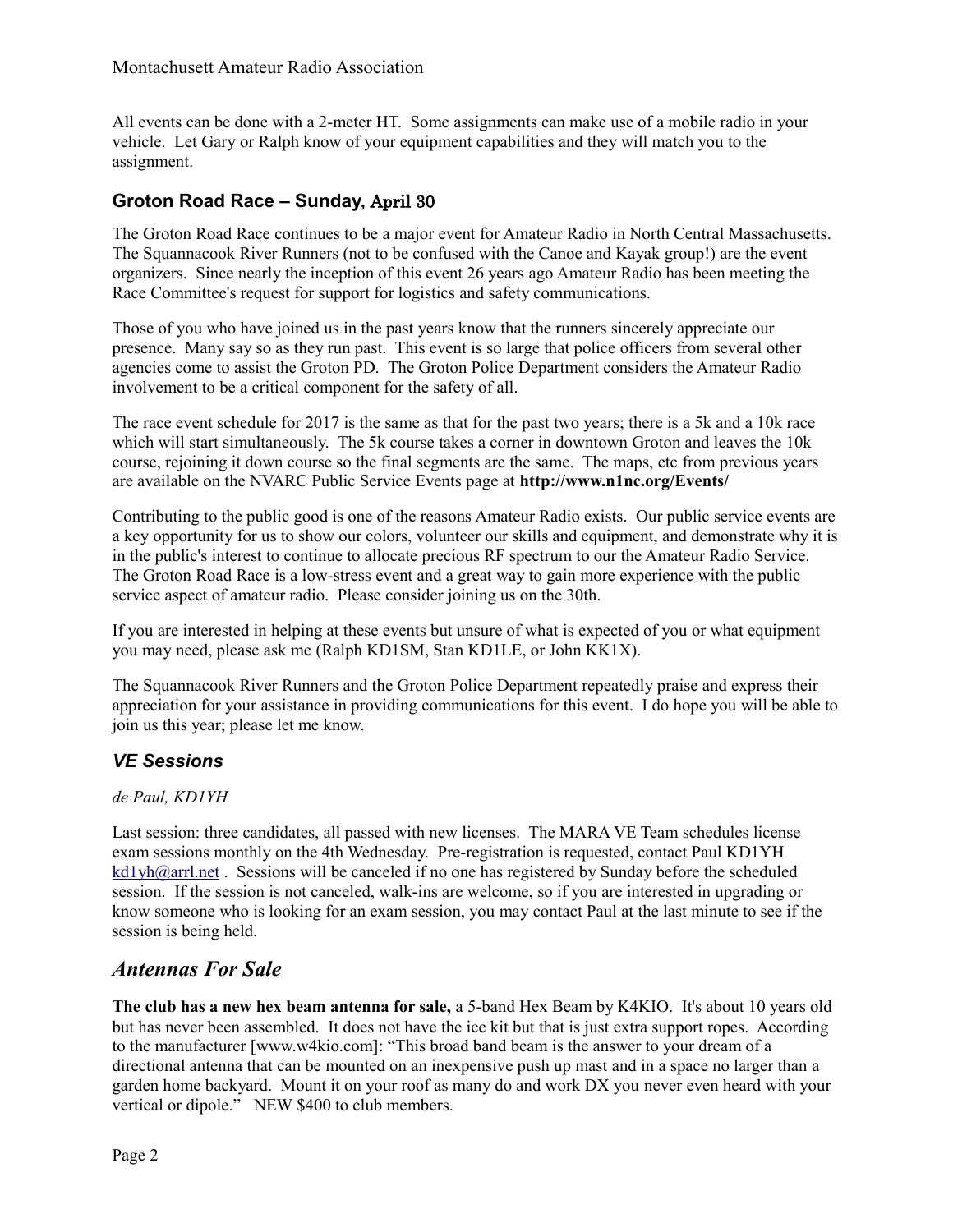All events can be done with a 2-meter HT. Some assignments can make use of a mobile radio in your vehicle. Let Gary or Ralph know of your equipment capabilities and they will match you to the assignment.

### Groton Road Race – Sunday, April 30

The Groton Road Race continues to be a major event for Amateur Radio in North Central Massachusetts. The Squannacook River Runners (not to be confused with the Canoe and Kayak group!) are the event organizers. Since nearly the inception of this event 26 years ago Amateur Radio has been meeting the Race Committee's request for support for logistics and safety communications.

Those of you who have joined us in the past years know that the runners sincerely appreciate our presence. Many say so as they run past. This event is so large that police officers from several other agencies come to assist the Groton PD. The Groton Police Department considers the Amateur Radio involvement to be a critical component for the safety of all.

The race event schedule for 2017 is the same as that for the past two years; there is a 5k and a 10k race which will start simultaneously. The 5k course takes a corner in downtown Groton and leaves the 10k course, rejoining it down course so the final segments are the same. The maps, etc from previous years are available on the NVARC Public Service Events page at **http://www.n1nc.org/Events/**

Contributing to the public good is one of the reasons Amateur Radio exists. Our public service events are a key opportunity for us to show our colors, volunteer our skills and equipment, and demonstrate why it is in the public's interest to continue to allocate precious RF spectrum to our the Amateur Radio Service. The Groton Road Race is a low-stress event and a great way to gain more experience with the public service aspect of amateur radio. Please consider joining us on the 30th.

If you are interested in helping at these events but unsure of what is expected of you or what equipment you may need, please ask me (Ralph KD1SM, Stan KD1LE, or John KK1X).

The Squannacook River Runners and the Groton Police Department repeatedly praise and express their appreciation for your assistance in providing communications for this event. I do hope you will be able to join us this year; please let me know.

### *VE Sessions*

*de Paul, KD1YH*

Last session: three candidates, all passed with new licenses. The MARA VE Team schedules license exam sessions monthly on the 4th Wednesday. Pre-registration is requested, contact Paul KD1YH kd1yh@arrl.net . Sessions will be canceled if no one has registered by Sunday before the scheduled session. If the session is not canceled, walk-ins are welcome, so if you are interested in upgrading or know someone who is looking for an exam session, you may contact Paul at the last minute to see if the session is being held.

## *Antennas For Sale*

**The club has a new hex beam antenna for sale,** a 5-band Hex Beam by K4KIO. It's about 10 years old but has never been assembled. It does not have the ice kit but that is just extra support ropes. According to the manufacturer [www.w4kio.com]: "This broad band beam is the answer to your dream of a directional antenna that can be mounted on an inexpensive push up mast and in a space no larger than a garden home backyard. Mount it on your roof as many do and work DX you never even heard with your vertical or dipole." NEW $400 to club members.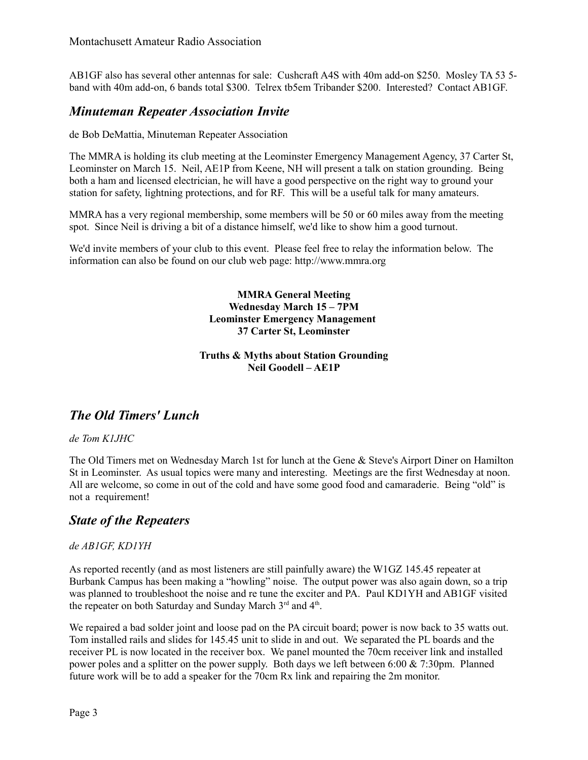AB1GF also has several other antennas for sale: Cushcraft A4S with 40m add-on $250. Mosley TA 53 5-band with 40m add-on, 6 bands total $300. Telrex tb5em Tribander $200. Interested? Contact AB1GF.

## *Minuteman Repeater Association Invite*

de Bob DeMattia, Minuteman Repeater Association

The MMRA is holding its club meeting at the Leominster Emergency Management Agency, 37 Carter St, Leominster on March 15. Neil, AE1P from Keene, NH will present a talk on station grounding. Being both a ham and licensed electrician, he will have a good perspective on the right way to ground your station for safety, lightning protections, and for RF. This will be a useful talk for many amateurs.

MMRA has a very regional membership, some members will be 50 or 60 miles away from the meeting spot. Since Neil is driving a bit of a distance himself, we'd like to show him a good turnout.

We'd invite members of your club to this event. Please feel free to relay the information below. The information can also be found on our club web page: http://www.mmra.org

**MMRA General Meeting**
**Wednesday March 15 – 7PM**
**Leominster Emergency Management**
**37 Carter St, Leominster**

**Truths & Myths about Station Grounding**
**Neil Goodell – AE1P**

## *The Old Timers' Lunch*

*de Tom K1JHC*

The Old Timers met on Wednesday March 1st for lunch at the Gene & Steve's Airport Diner on Hamilton St in Leominster. As usual topics were many and interesting. Meetings are the first Wednesday at noon. All are welcome, so come in out of the cold and have some good food and camaraderie. Being "old" is not a requirement!

## *State of the Repeaters*

*de AB1GF, KD1YH*

As reported recently (and as most listeners are still painfully aware) the W1GZ 145.45 repeater at Burbank Campus has been making a "howling" noise. The output power was also again down, so a trip was planned to troubleshoot the noise and re tune the exciter and PA. Paul KD1YH and AB1GF visited the repeater on both Saturday and Sunday March 3rd and 4th.

We repaired a bad solder joint and loose pad on the PA circuit board; power is now back to 35 watts out. Tom installed rails and slides for 145.45 unit to slide in and out. We separated the PL boards and the receiver PL is now located in the receiver box. We panel mounted the 70cm receiver link and installed power poles and a splitter on the power supply. Both days we left between 6:00 & 7:30pm. Planned future work will be to add a speaker for the 70cm Rx link and repairing the 2m monitor.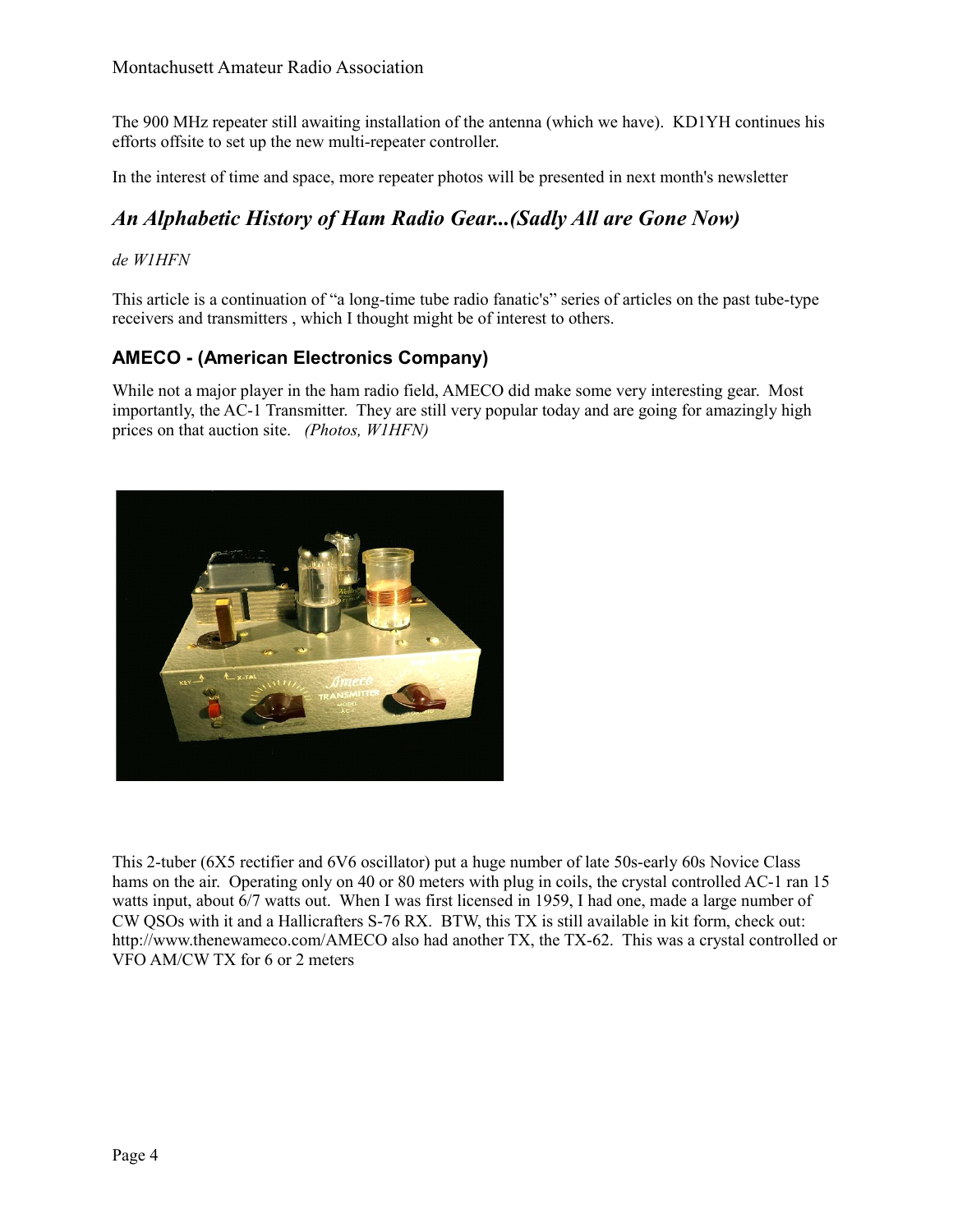The 900 MHz repeater still awaiting installation of the antenna (which we have). KD1YH continues his efforts offsite to set up the new multi-repeater controller.

In the interest of time and space, more repeater photos will be presented in next month's newsletter

## *An Alphabetic History of Ham Radio Gear...(Sadly All are Gone Now)*

*de W1HFN*

This article is a continuation of "a long-time tube radio fanatic's" series of articles on the past tube-type receivers and transmitters , which I thought might be of interest to others.

### AMECO - (American Electronics Company)

While not a major player in the ham radio field, AMECO did make some very interesting gear. Most importantly, the AC-1 Transmitter. They are still very popular today and are going for amazingly high prices on that auction site. *(Photos, W1HFN)*

This 2-tuber (6X5 rectifier and 6V6 oscillator) put a huge number of late 50s-early 60s Novice Class hams on the air. Operating only on 40 or 80 meters with plug in coils, the crystal controlled AC-1 ran 15 watts input, about 6/7 watts out. When I was first licensed in 1959, I had one, made a large number of CW QSOs with it and a Hallicrafters S-76 RX. BTW, this TX is still available in kit form, check out: http://www.thenewameco.com/AMECO also had another TX, the TX-62. This was a crystal controlled or VFO AM/CW TX for 6 or 2 meters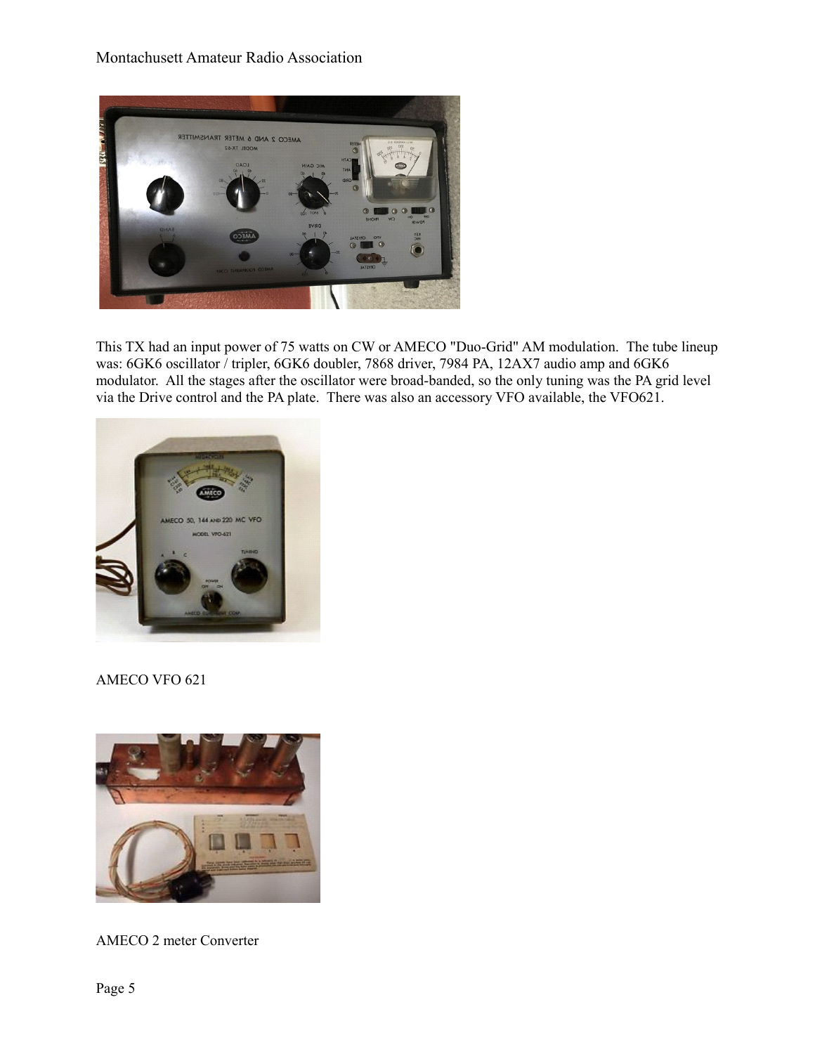This TX had an input power of 75 watts on CW or AMECO "Duo-Grid" AM modulation. The tube lineup was: 6GK6 oscillator / tripler, 6GK6 doubler, 7868 driver, 7984 PA, 12AX7 audio amp and 6GK6 modulator. All the stages after the oscillator were broad-banded, so the only tuning was the PA grid level via the Drive control and the PA plate. There was also an accessory VFO available, the VFO621.

AMECO VFO 621

AMECO 2 meter Converter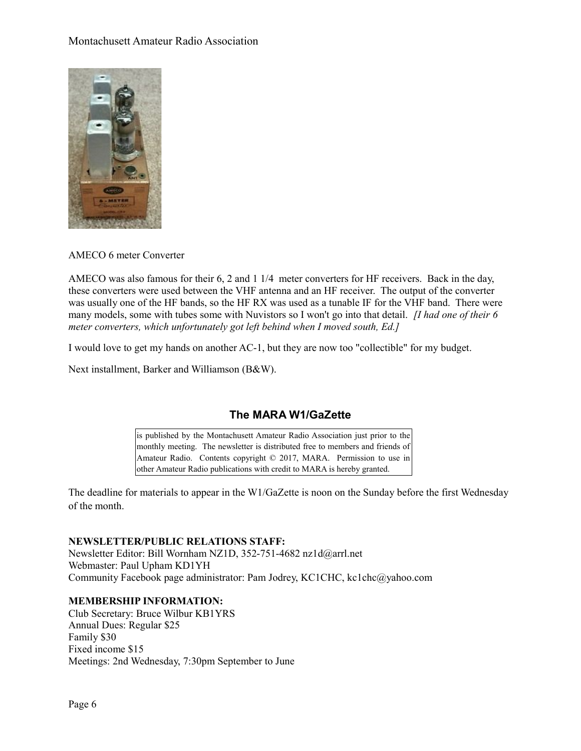AMECO 6 meter Converter

AMECO was also famous for their 6, 2 and 1 1/4 meter converters for HF receivers. Back in the day, these converters were used between the VHF antenna and an HF receiver. The output of the converter was usually one of the HF bands, so the HF RX was used as a tunable IF for the VHF band. There were many models, some with tubes some with Nuvistors so I won't go into that detail. *[I had one of their 6 meter converters, which unfortunately got left behind when I moved south, Ed.]*

I would love to get my hands on another AC-1, but they are now too "collectible" for my budget.

Next installment, Barker and Williamson (B&W).

## The MARA W1/GaZette

is published by the Montachusett Amateur Radio Association just prior to the monthly meeting. The newsletter is distributed free to members and friends of Amateur Radio. Contents copyright © 2017, MARA. Permission to use in other Amateur Radio publications with credit to MARA is hereby granted.

The deadline for materials to appear in the W1/GaZette is noon on the Sunday before the first Wednesday of the month.

**NEWSLETTER/PUBLIC RELATIONS STAFF:**
Newsletter Editor: Bill Wornham NZ1D, 352-751-4682 nz1d@arrl.net
Webmaster: Paul Upham KD1YH
Community Facebook page administrator: Pam Jodrey, KC1CHC, kc1chc@yahoo.com

**MEMBERSHIP INFORMATION:**
Club Secretary: Bruce Wilbur KB1YRS
Annual Dues: Regular $25
Family $30
Fixed income $15
Meetings: 2nd Wednesday, 7:30pm September to June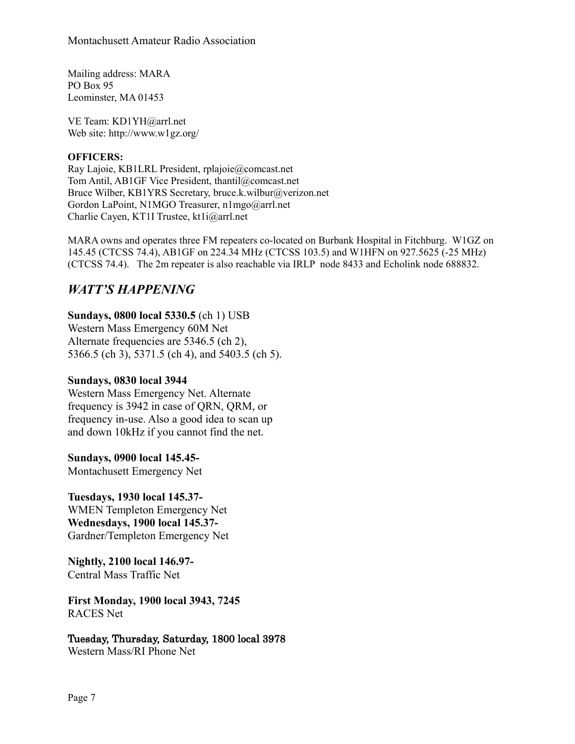Mailing address: MARA
PO Box 95
Leominster, MA 01453

VE Team: KD1YH@arrl.net
Web site: http://www.w1gz.org/

**OFFICERS:**
Ray Lajoie, KB1LRL President, rplajoie@comcast.net
Tom Antil, AB1GF Vice President, thantil@comcast.net
Bruce Wilber, KB1YRS Secretary, bruce.k.wilbur@verizon.net
Gordon LaPoint, N1MGO Treasurer, n1mgo@arrl.net
Charlie Cayen, KT1I Trustee, kt1i@arrl.net

MARA owns and operates three FM repeaters co-located on Burbank Hospital in Fitchburg. W1GZ on 145.45 (CTCSS 74.4), AB1GF on 224.34 MHz (CTCSS 103.5) and W1HFN on 927.5625 (-25 MHz) (CTCSS 74.4). The 2m repeater is also reachable via IRLP node 8433 and Echolink node 688832.

## *WATT'S HAPPENING*

**Sundays, 0800 local 5330.5** (ch 1) USB
Western Mass Emergency 60M Net
Alternate frequencies are 5346.5 (ch 2), 5366.5 (ch 3), 5371.5 (ch 4), and 5403.5 (ch 5).

**Sundays, 0830 local 3944**
Western Mass Emergency Net. Alternate frequency is 3942 in case of QRN, QRM, or frequency in-use. Also a good idea to scan up and down 10kHz if you cannot find the net.

**Sundays, 0900 local 145.45-**
Montachusett Emergency Net

**Tuesdays, 1930 local 145.37-**
WMEN Templeton Emergency Net
**Wednesdays, 1900 local 145.37-**
Gardner/Templeton Emergency Net

**Nightly, 2100 local 146.97-**
Central Mass Traffic Net

**First Monday, 1900 local 3943, 7245**
RACES Net

**Tuesday, Thursday, Saturday, 1800 local 3978**
Western Mass/RI Phone Net